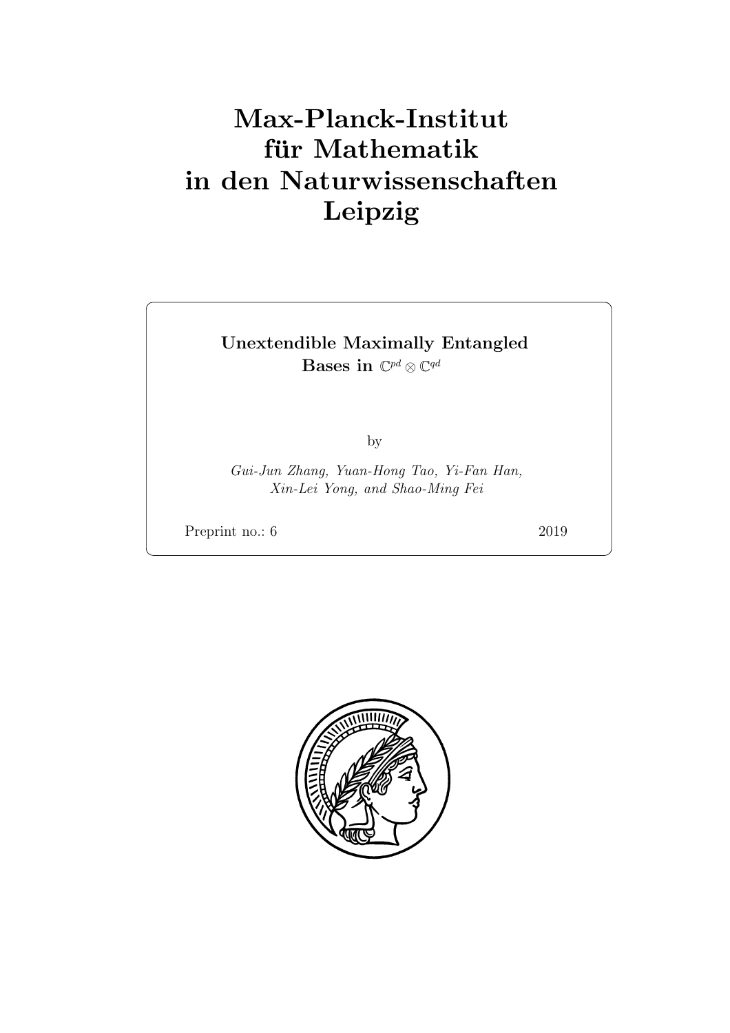# Max-Planck-Institut für Mathematik in den Naturwissenschaften Leipzig

**Unextendible Maximally Entangled Bases in $\mathbb{C}^{pd} \otimes \mathbb{C}^{qd}$**

by

*Gui-Jun Zhang, Yuan-Hong Tao, Yi-Fan Han, Xin-Lei Yong, and Shao-Ming Fei*

Preprint no.: 6 2019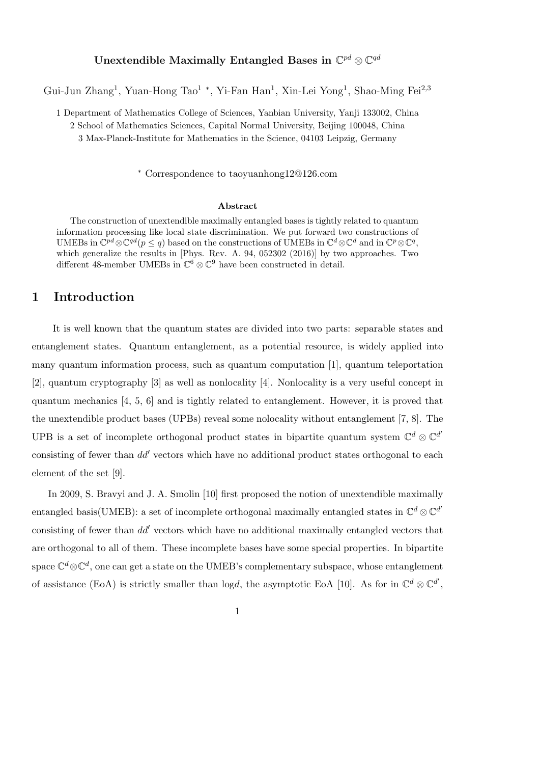**Unextendible Maximally Entangled Bases in $\mathbb{C}^{pd} \otimes \mathbb{C}^{qd}$**

Gui-Jun Zhang[1], Yuan-Hong Tao[1] *, Yi-Fan Han[1], Xin-Lei Yong[1], Shao-Ming Fei[2,3]

1 Department of Mathematics College of Sciences, Yanbian University, Yanji 133002, China

2 School of Mathematics Sciences, Capital Normal University, Beijing 100048, China

3 Max-Planck-Institute for Mathematics in the Science, 04103 Leipzig, Germany

* Correspondence to taoyuanhong12@126.com

**Abstract**

The construction of unextendible maximally entangled bases is tightly related to quantum information processing like local state discrimination. We put forward two constructions of UMEBs in $\mathbb{C}^{pd}\otimes\mathbb{C}^{qd}(p \leq q)$ based on the constructions of UMEBs in $\mathbb{C}^{d}\otimes\mathbb{C}^{d}$ and in $\mathbb{C}^{p}\otimes\mathbb{C}^{q}$, which generalize the results in [Phys. Rev. A. 94, 052302 (2016)] by two approaches. Two different 48-member UMEBs in $\mathbb{C}^{6}\otimes\mathbb{C}^{9}$ have been constructed in detail.

# 1 Introduction

It is well known that the quantum states are divided into two parts: separable states and entanglement states. Quantum entanglement, as a potential resource, is widely applied into many quantum information process, such as quantum computation [1], quantum teleportation [2], quantum cryptography [3] as well as nonlocality [4]. Nonlocality is a very useful concept in quantum mechanics [4, 5, 6] and is tightly related to entanglement. However, it is proved that the unextendible product bases (UPBs) reveal some nolocality without entanglement [7, 8]. The UPB is a set of incomplete orthogonal product states in bipartite quantum system $\mathbb{C}^{d}\otimes\mathbb{C}^{d'}$ consisting of fewer than $dd'$ vectors which have no additional product states orthogonal to each element of the set [9].

In 2009, S. Bravyi and J. A. Smolin [10] first proposed the notion of unextendible maximally entangled basis(UMEB): a set of incomplete orthogonal maximally entangled states in $\mathbb{C}^{d}\otimes\mathbb{C}^{d'}$ consisting of fewer than $dd'$ vectors which have no additional maximally entangled vectors that are orthogonal to all of them. These incomplete bases have some special properties. In bipartite space $\mathbb{C}^{d}\otimes\mathbb{C}^{d}$, one can get a state on the UMEB's complementary subspace, whose entanglement of assistance (EoA) is strictly smaller than $\log d$, the asymptotic EoA [10]. As for in $\mathbb{C}^{d}\otimes\mathbb{C}^{d'}$,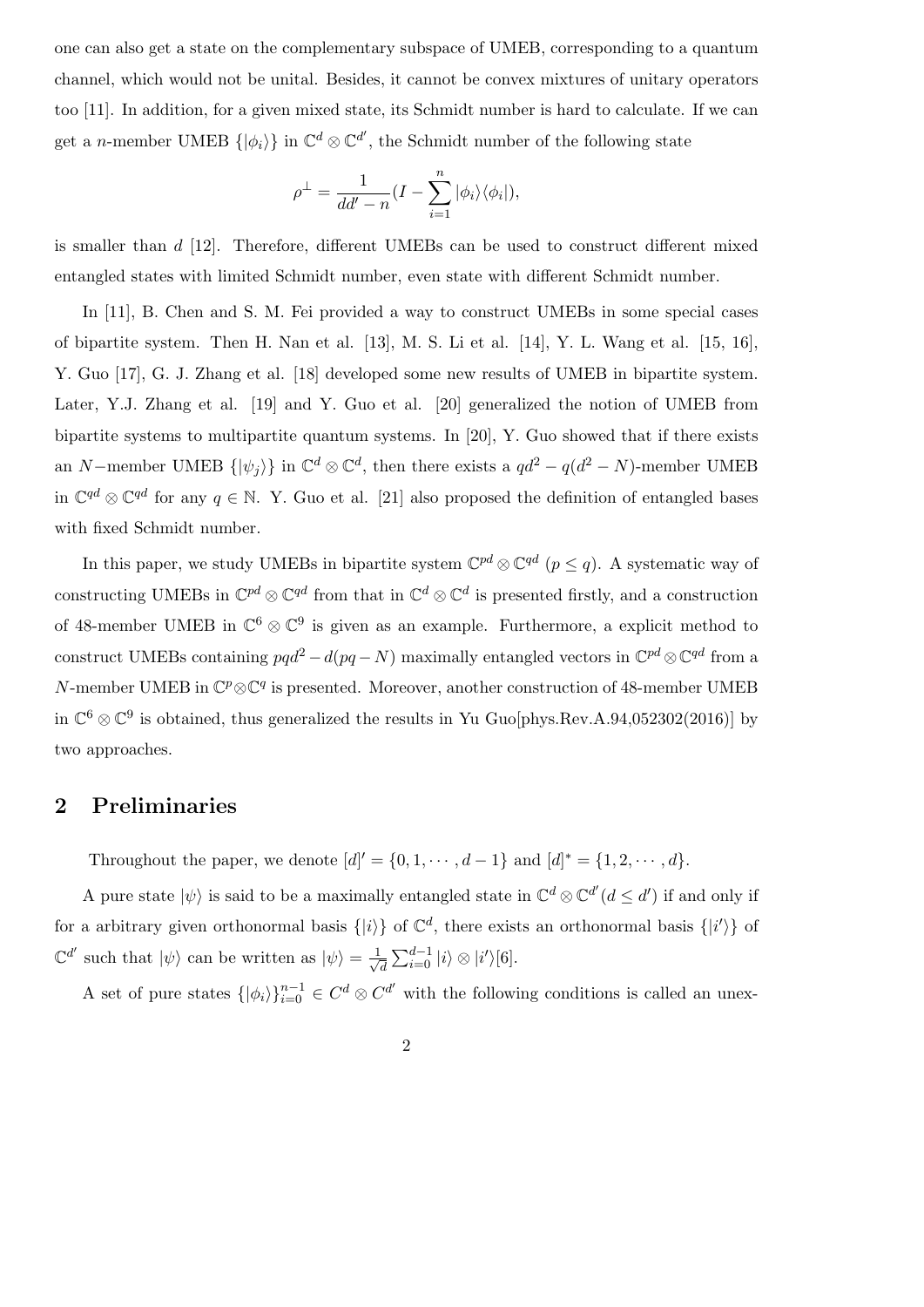one can also get a state on the complementary subspace of UMEB, corresponding to a quantum channel, which would not be unital. Besides, it cannot be convex mixtures of unitary operators too [11]. In addition, for a given mixed state, its Schmidt number is hard to calculate. If we can get a $n$-member UMEB $\{|\phi_i\rangle\}$ in $\mathbb{C}^d \otimes \mathbb{C}^{d'}$, the Schmidt number of the following state

$$\rho^{\perp} = \frac{1}{dd' - n}(I - \sum_{i=1}^{n} |\phi_i\rangle\langle\phi_i|),$$

is smaller than $d$ [12]. Therefore, different UMEBs can be used to construct different mixed entangled states with limited Schmidt number, even state with different Schmidt number.

In [11], B. Chen and S. M. Fei provided a way to construct UMEBs in some special cases of bipartite system. Then H. Nan et al. [13], M. S. Li et al. [14], Y. L. Wang et al. [15, 16], Y. Guo [17], G. J. Zhang et al. [18] developed some new results of UMEB in bipartite system. Later, Y.J. Zhang et al. [19] and Y. Guo et al. [20] generalized the notion of UMEB from bipartite systems to multipartite quantum systems. In [20], Y. Guo showed that if there exists an $N-$member UMEB $\{|\psi_j\rangle\}$ in $\mathbb{C}^d \otimes \mathbb{C}^d$, then there exists a $qd^2 - q(d^2 - N)$-member UMEB in $\mathbb{C}^{qd} \otimes \mathbb{C}^{qd}$ for any $q \in \mathbb{N}$. Y. Guo et al. [21] also proposed the definition of entangled bases with fixed Schmidt number.

In this paper, we study UMEBs in bipartite system $\mathbb{C}^{pd} \otimes \mathbb{C}^{qd}$ $(p \leq q)$. A systematic way of constructing UMEBs in $\mathbb{C}^{pd} \otimes \mathbb{C}^{qd}$ from that in $\mathbb{C}^d \otimes \mathbb{C}^d$ is presented firstly, and a construction of 48-member UMEB in $\mathbb{C}^6 \otimes \mathbb{C}^9$ is given as an example. Furthermore, a explicit method to construct UMEBs containing $pqd^2 - d(pq - N)$ maximally entangled vectors in $\mathbb{C}^{pd} \otimes \mathbb{C}^{qd}$ from a $N$-member UMEB in $\mathbb{C}^p \otimes \mathbb{C}^q$ is presented. Moreover, another construction of 48-member UMEB in $\mathbb{C}^6 \otimes \mathbb{C}^9$ is obtained, thus generalized the results in Yu Guo[phys.Rev.A.94,052302(2016)] by two approaches.

## 2 Preliminaries

Throughout the paper, we denote $[d]' = \{0, 1, \cdots, d-1\}$ and $[d]^* = \{1, 2, \cdots, d\}$.

A pure state $|\psi\rangle$ is said to be a maximally entangled state in $\mathbb{C}^d \otimes \mathbb{C}^{d'} (d \leq d')$ if and only if for a arbitrary given orthonormal basis $\{|i\rangle\}$ of $\mathbb{C}^d$, there exists an orthonormal basis $\{|i'\rangle\}$ of $\mathbb{C}^{d'}$ such that $|\psi\rangle$ can be written as $|\psi\rangle = \frac{1}{\sqrt{d}} \sum_{i=0}^{d-1} |i\rangle \otimes |i'\rangle$[6].

A set of pure states $\{|\phi_i\rangle\}_{i=0}^{n-1} \in C^d \otimes C^{d'}$ with the following conditions is called an unex-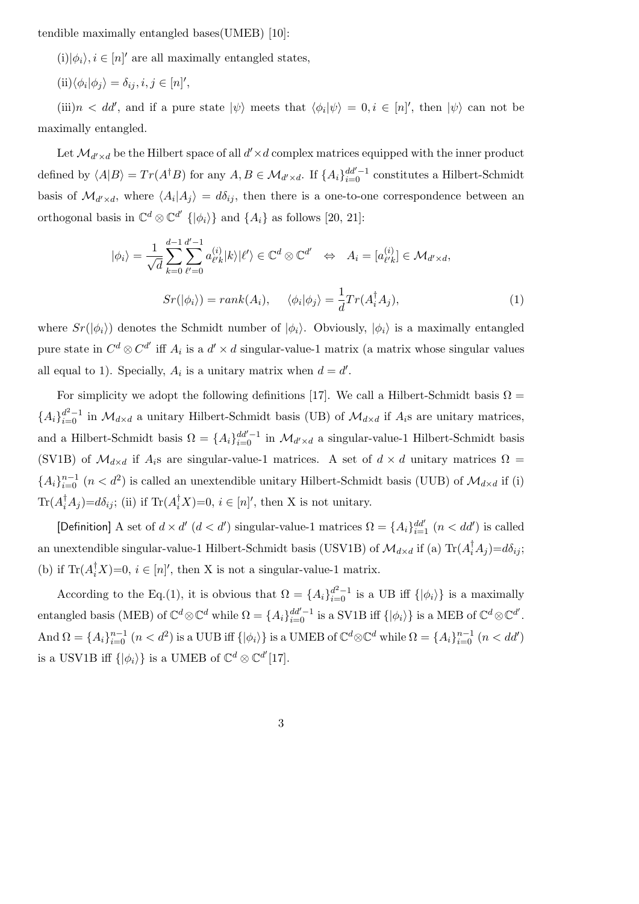tendible maximally entangled bases(UMEB) [10]:

(i)$|\phi_i\rangle, i \in [n]'$ are all maximally entangled states,

(ii)$\langle\phi_i|\phi_j\rangle = \delta_{ij}, i, j \in [n]'$,

(iii)$n < dd'$, and if a pure state $|\psi\rangle$ meets that $\langle\phi_i|\psi\rangle = 0, i \in [n]'$, then $|\psi\rangle$ can not be maximally entangled.

Let $\mathcal{M}_{d'\times d}$ be the Hilbert space of all $d'\times d$ complex matrices equipped with the inner product defined by $\langle A|B\rangle = Tr(A^\dagger B)$ for any $A, B \in \mathcal{M}_{d'\times d}$. If $\{A_i\}_{i=0}^{dd'-1}$ constitutes a Hilbert-Schmidt basis of $\mathcal{M}_{d'\times d}$, where $\langle A_i|A_j\rangle = d\delta_{ij}$, then there is a one-to-one correspondence between an orthogonal basis in $\mathbb{C}^d \otimes \mathbb{C}^{d'}$ $\{|\phi_i\rangle\}$ and $\{A_i\}$ as follows [20, 21]:

$$|\phi_i\rangle = \frac{1}{\sqrt{d}}\sum_{k=0}^{d-1}\sum_{\ell'=0}^{d'-1} a_{\ell' k}^{(i)}|k\rangle|\ell'\rangle \in \mathbb{C}^d \otimes \mathbb{C}^{d'} \quad \Leftrightarrow \quad A_i = [a_{\ell' k}^{(i)}] \in \mathcal{M}_{d'\times d},$$

$$Sr(|\phi_i\rangle) = rank(A_i), \qquad \langle\phi_i|\phi_j\rangle = \frac{1}{d}Tr(A_i^\dagger A_j), \tag{1}$$

where $Sr(|\phi_i\rangle)$ denotes the Schmidt number of $|\phi_i\rangle$. Obviously, $|\phi_i\rangle$ is a maximally entangled pure state in $C^d \otimes C^{d'}$ iff $A_i$ is a $d' \times d$ singular-value-1 matrix (a matrix whose singular values all equal to 1). Specially, $A_i$ is a unitary matrix when $d = d'$.

For simplicity we adopt the following definitions [17]. We call a Hilbert-Schmidt basis $\Omega = \{A_i\}_{i=0}^{d^2-1}$ in $\mathcal{M}_{d\times d}$ a unitary Hilbert-Schmidt basis (UB) of $\mathcal{M}_{d\times d}$ if $A_i$s are unitary matrices, and a Hilbert-Schmidt basis $\Omega = \{A_i\}_{i=0}^{dd'-1}$ in $\mathcal{M}_{d'\times d}$ a singular-value-1 Hilbert-Schmidt basis (SV1B) of $\mathcal{M}_{d\times d}$ if $A_i$s are singular-value-1 matrices. A set of $d \times d$ unitary matrices $\Omega = \{A_i\}_{i=0}^{n-1}$ $(n < d^2)$ is called an unextendible unitary Hilbert-Schmidt basis (UUB) of $\mathcal{M}_{d\times d}$ if (i) $\mathrm{Tr}(A_i^\dagger A_j)$=$d\delta_{ij}$; (ii) if $\mathrm{Tr}(A_i^\dagger X)$=0, $i \in [n]'$, then X is not unitary.

[Definition] A set of $d \times d'$ $(d < d')$ singular-value-1 matrices $\Omega = \{A_i\}_{i=1}^{dd'}$ $(n < dd')$ is called an unextendible singular-value-1 Hilbert-Schmidt basis (USV1B) of $\mathcal{M}_{d\times d}$ if (a) $\mathrm{Tr}(A_i^\dagger A_j)$=$d\delta_{ij}$; (b) if $\mathrm{Tr}(A_i^\dagger X)$=0, $i \in [n]'$, then X is not a singular-value-1 matrix.

According to the Eq.(1), it is obvious that $\Omega = \{A_i\}_{i=0}^{d^2-1}$ is a UB iff $\{|\phi_i\rangle\}$ is a maximally entangled basis (MEB) of $\mathbb{C}^d\otimes\mathbb{C}^d$ while $\Omega = \{A_i\}_{i=0}^{dd'-1}$ is a SV1B iff $\{|\phi_i\rangle\}$ is a MEB of $\mathbb{C}^d\otimes\mathbb{C}^{d'}$. And $\Omega = \{A_i\}_{i=0}^{n-1}$ $(n < d^2)$ is a UUB iff $\{|\phi_i\rangle\}$ is a UMEB of $\mathbb{C}^d\otimes\mathbb{C}^d$ while $\Omega = \{A_i\}_{i=0}^{n-1}$ $(n < dd')$ is a USV1B iff $\{|\phi_i\rangle\}$ is a UMEB of $\mathbb{C}^d \otimes \mathbb{C}^{d'}$[17].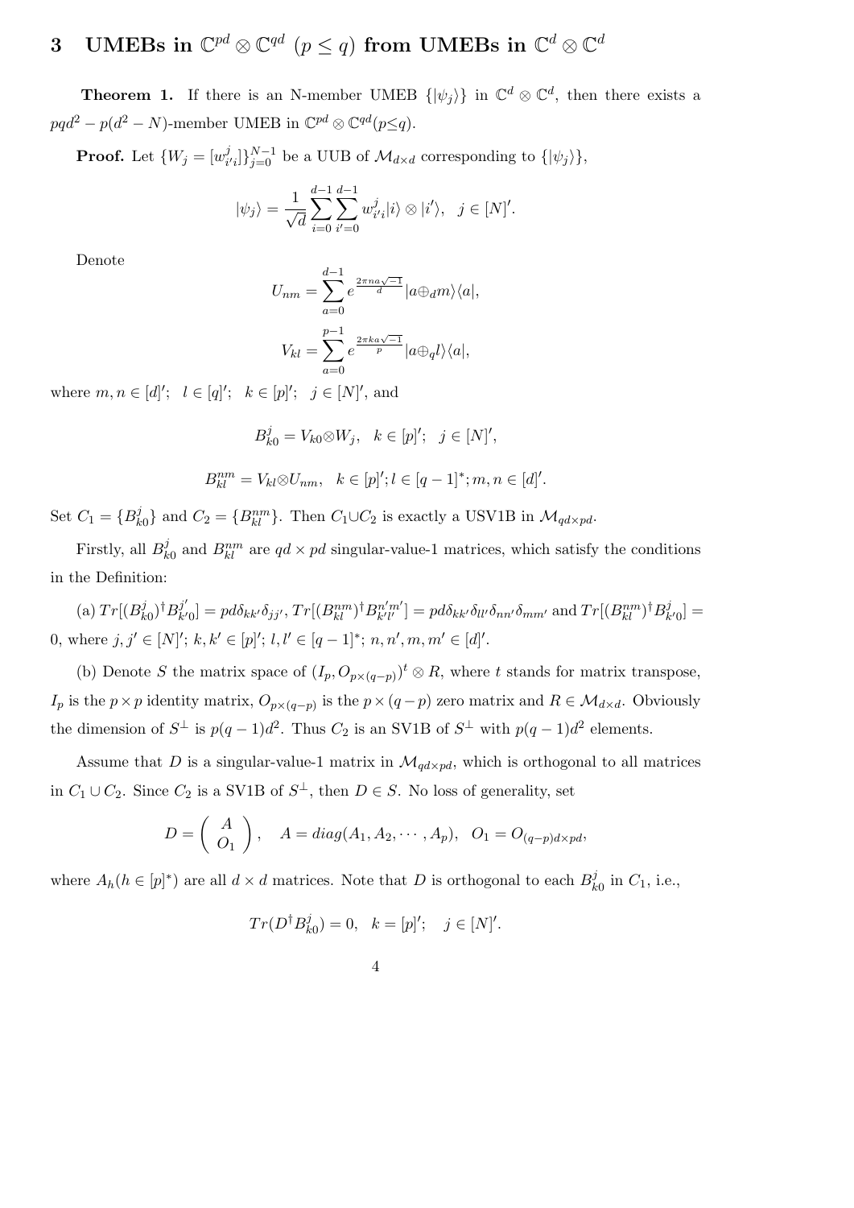# 3 UMEBs in $\mathbb{C}^{pd} \otimes \mathbb{C}^{qd}$ $(p \leq q)$ from UMEBs in $\mathbb{C}^{d} \otimes \mathbb{C}^{d}$

**Theorem 1.** If there is an N-member UMEB $\{|\psi_j\rangle\}$ in $\mathbb{C}^{d} \otimes \mathbb{C}^{d}$, then there exists a $pqd^2 - p(d^2 - N)$-member UMEB in $\mathbb{C}^{pd} \otimes \mathbb{C}^{qd}(p \leq q)$.

**Proof.** Let $\{W_j = [w^j_{i'i}]\}_{j=0}^{N-1}$ be a UUB of $\mathcal{M}_{d\times d}$ corresponding to $\{|\psi_j\rangle\}$,

$$|\psi_j\rangle = \frac{1}{\sqrt{d}} \sum_{i=0}^{d-1} \sum_{i'=0}^{d-1} w^j_{i'i} |i\rangle \otimes |i'\rangle, \quad j \in [N]'.$$

Denote

$$U_{nm} = \sum_{a=0}^{d-1} e^{\frac{2\pi n a \sqrt{-1}}{d}} |a \oplus_d m\rangle\langle a|,$$

$$V_{kl} = \sum_{a=0}^{p-1} e^{\frac{2\pi k a \sqrt{-1}}{p}} |a \oplus_q l\rangle\langle a|,$$

where $m, n \in [d]'$; $l \in [q]'$; $k \in [p]'$; $j \in [N]'$, and

$$B^j_{k0} = V_{k0} \otimes W_j, \quad k \in [p]'; \quad j \in [N]',$$

$$B^{nm}_{kl} = V_{kl} \otimes U_{nm}, \quad k \in [p]'; l \in [q-1]^*; m, n \in [d]'.$$

Set $C_1 = \{B^j_{k0}\}$ and $C_2 = \{B^{nm}_{kl}\}$. Then $C_1 \cup C_2$ is exactly a USV1B in $\mathcal{M}_{qd\times pd}$.

Firstly, all $B^j_{k0}$ and $B^{nm}_{kl}$ are $qd \times pd$ singular-value-1 matrices, which satisfy the conditions in the Definition:

(a) $Tr[(B^j_{k0})^\dagger B^{j'}_{k'0}] = pd\delta_{kk'}\delta_{jj'}$, $Tr[(B^{nm}_{kl})^\dagger B^{n'm'}_{k'l'}] = pd\delta_{kk'}\delta_{ll'}\delta_{nn'}\delta_{mm'}$ and $Tr[(B^{nm}_{kl})^\dagger B^j_{k'0}] = 0$, where $j, j' \in [N]'$; $k, k' \in [p]'$; $l, l' \in [q-1]^*$; $n, n', m, m' \in [d]'$.

(b) Denote $S$ the matrix space of $(I_p, O_{p\times(q-p)})^t \otimes R$, where $t$ stands for matrix transpose, $I_p$ is the $p \times p$ identity matrix, $O_{p\times(q-p)}$ is the $p \times (q-p)$ zero matrix and $R \in \mathcal{M}_{d\times d}$. Obviously the dimension of $S^\perp$ is $p(q-1)d^2$. Thus $C_2$ is an SV1B of $S^\perp$ with $p(q-1)d^2$ elements.

Assume that $D$ is a singular-value-1 matrix in $\mathcal{M}_{qd\times pd}$, which is orthogonal to all matrices in $C_1 \cup C_2$. Since $C_2$ is a SV1B of $S^\perp$, then $D \in S$. No loss of generality, set

$$D = \begin{pmatrix} A \\ O_1 \end{pmatrix}, \quad A = diag(A_1, A_2, \cdots, A_p), \quad O_1 = O_{(q-p)d\times pd},$$

where $A_h (h \in [p]^*)$ are all $d \times d$ matrices. Note that $D$ is orthogonal to each $B^j_{k0}$ in $C_1$, i.e.,

$$Tr(D^\dagger B^j_{k0}) = 0, \quad k = [p]'; \quad j \in [N]'.$$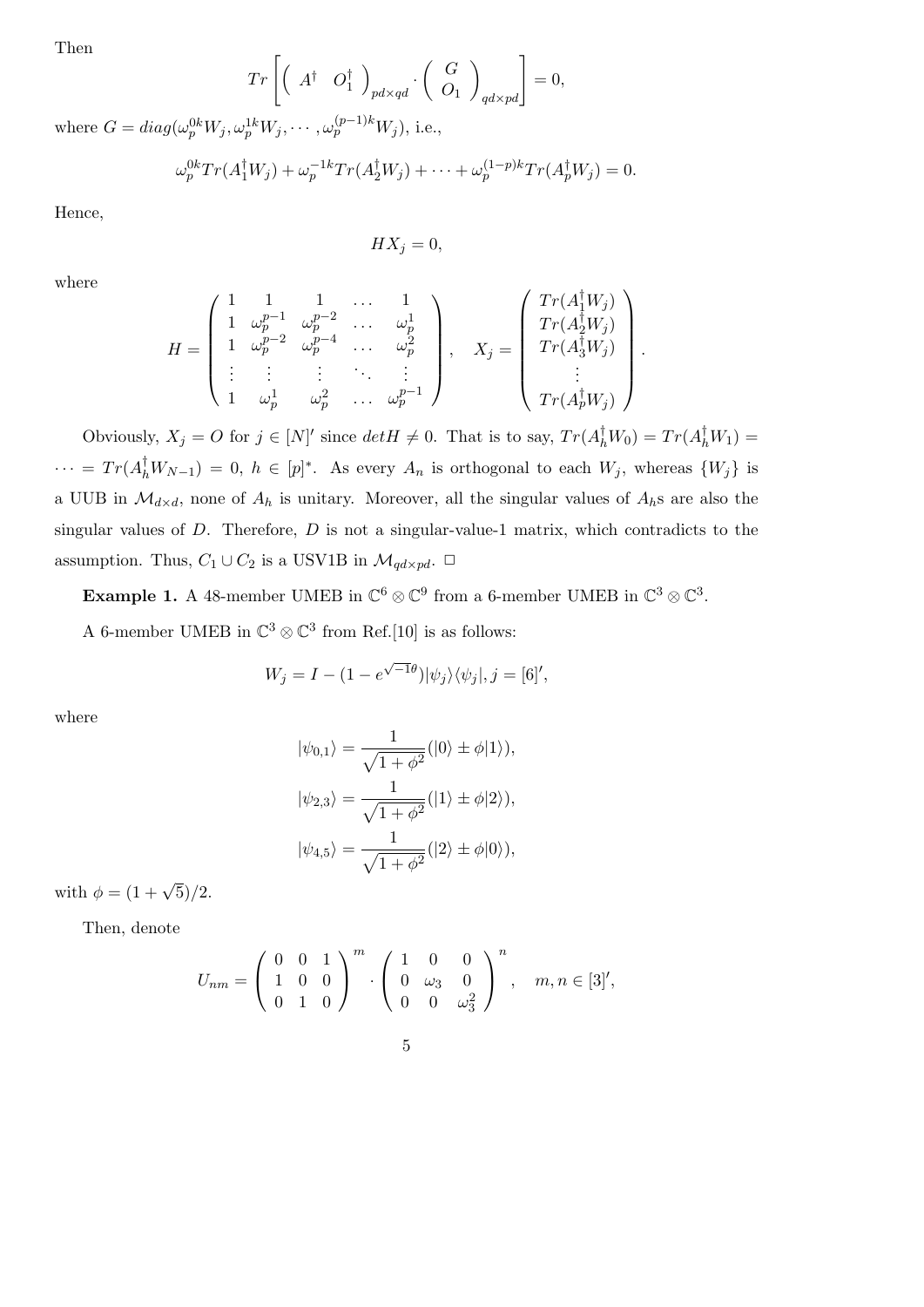Then

$$Tr\left[\left(\begin{array}{cc} A^\dagger & O_1^\dagger \end{array}\right)_{pd\times qd} \cdot \left(\begin{array}{c} G \\ O_1 \end{array}\right)_{qd\times pd}\right] = 0,$$

where $G = diag(\omega_p^{0k}W_j, \omega_p^{1k}W_j, \cdots, \omega_p^{(p-1)k}W_j)$, i.e.,

$$\omega_p^{0k}Tr(A_1^\dagger W_j) + \omega_p^{-1k}Tr(A_2^\dagger W_j) + \cdots + \omega_p^{(1-p)k}Tr(A_p^\dagger W_j) = 0.$$

Hence,

$$HX_j = 0,$$

where

$$H = \left(\begin{array}{ccccc} 1 & 1 & 1 & \dots & 1 \\ 1 & \omega_p^{p-1} & \omega_p^{p-2} & \dots & \omega_p^1 \\ 1 & \omega_p^{p-2} & \omega_p^{p-4} & \dots & \omega_p^2 \\ \vdots & \vdots & \vdots & \ddots & \vdots \\ 1 & \omega_p^1 & \omega_p^2 & \dots & \omega_p^{p-1} \end{array}\right), \quad X_j = \left(\begin{array}{c} Tr(A_1^\dagger W_j) \\ Tr(A_2^\dagger W_j) \\ Tr(A_3^\dagger W_j) \\ \vdots \\ Tr(A_p^\dagger W_j) \end{array}\right).$$

Obviously, $X_j = O$ for $j \in [N]'$ since $detH \neq 0$. That is to say, $Tr(A_h^\dagger W_0) = Tr(A_h^\dagger W_1) = \cdots = Tr(A_h^\dagger W_{N-1}) = 0$, $h \in [p]^*$. As every $A_n$ is orthogonal to each $W_j$, whereas $\{W_j\}$ is a UUB in $\mathcal{M}_{d\times d}$, none of $A_h$ is unitary. Moreover, all the singular values of $A_h$s are also the singular values of $D$. Therefore, $D$ is not a singular-value-1 matrix, which contradicts to the assumption. Thus, $C_1 \cup C_2$ is a USV1B in $\mathcal{M}_{qd\times pd}$. □

**Example 1.** A 48-member UMEB in $\mathbb{C}^6 \otimes \mathbb{C}^9$ from a 6-member UMEB in $\mathbb{C}^3 \otimes \mathbb{C}^3$.

A 6-member UMEB in $\mathbb{C}^3 \otimes \mathbb{C}^3$ from Ref.[10] is as follows:

$$W_j = I - (1 - e^{\sqrt{-1}\theta})|\psi_j\rangle\langle\psi_j|, j = [6]',$$

where

$$|\psi_{0,1}\rangle = \frac{1}{\sqrt{1+\phi^2}}(|0\rangle \pm \phi|1\rangle),$$

$$|\psi_{2,3}\rangle = \frac{1}{\sqrt{1+\phi^2}}(|1\rangle \pm \phi|2\rangle),$$

$$|\psi_{4,5}\rangle = \frac{1}{\sqrt{1+\phi^2}}(|2\rangle \pm \phi|0\rangle),$$

with $\phi = (1+\sqrt{5})/2$.

Then, denote

$$U_{nm} = \left(\begin{array}{ccc} 0 & 0 & 1 \\ 1 & 0 & 0 \\ 0 & 1 & 0 \end{array}\right)^m \cdot \left(\begin{array}{ccc} 1 & 0 & 0 \\ 0 & \omega_3 & 0 \\ 0 & 0 & \omega_3^2 \end{array}\right)^n, \quad m, n \in [3]',$$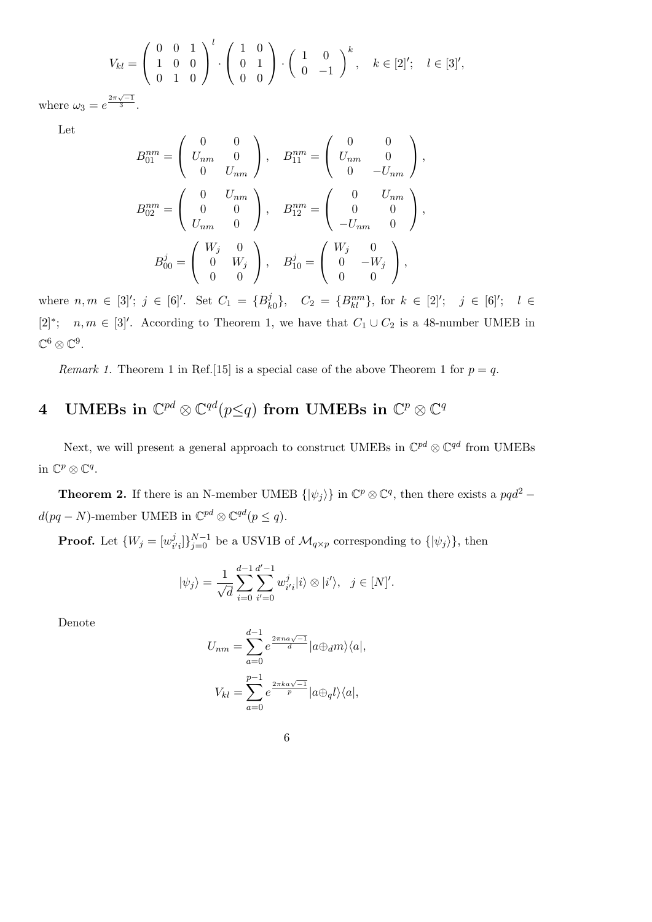$$V_{kl} = \left( \begin{array}{ccc} 0 & 0 & 1 \\ 1 & 0 & 0 \\ 0 & 1 & 0 \end{array} \right)^l \cdot \left( \begin{array}{cc} 1 & 0 \\ 0 & 1 \\ 0 & 0 \end{array} \right) \cdot \left( \begin{array}{cc} 1 & 0 \\ 0 & -1 \end{array} \right)^k, \quad k \in [2]'; \quad l \in [3]',$$

where $\omega_3 = e^{\frac{2\pi\sqrt{-1}}{3}}$.

Let

$$B_{01}^{nm} = \left( \begin{array}{cc} 0 & 0 \\ U_{nm} & 0 \\ 0 & U_{nm} \end{array} \right), \quad B_{11}^{nm} = \left( \begin{array}{cc} 0 & 0 \\ U_{nm} & 0 \\ 0 & -U_{nm} \end{array} \right),$$

$$B_{02}^{nm} = \left( \begin{array}{cc} 0 & U_{nm} \\ 0 & 0 \\ U_{nm} & 0 \end{array} \right), \quad B_{12}^{nm} = \left( \begin{array}{cc} 0 & U_{nm} \\ 0 & 0 \\ -U_{nm} & 0 \end{array} \right),$$

$$B_{00}^{j} = \left( \begin{array}{cc} W_j & 0 \\ 0 & W_j \\ 0 & 0 \end{array} \right), \quad B_{10}^{j} = \left( \begin{array}{cc} W_j & 0 \\ 0 & -W_j \\ 0 & 0 \end{array} \right),$$

where $n, m \in [3]'$; $j \in [6]'$. Set $C_1 = \{B_{k0}^j\}$, $C_2 = \{B_{kl}^{nm}\}$, for $k \in [2]'$; $j \in [6]'$; $l \in [2]^*$; $n, m \in [3]'$. According to Theorem 1, we have that $C_1 \cup C_2$ is a 48-number UMEB in $\mathbb{C}^6 \otimes \mathbb{C}^9$.

*Remark 1.* Theorem 1 in Ref.[15] is a special case of the above Theorem 1 for $p = q$.

# 4 UMEBs in $\mathbb{C}^{pd} \otimes \mathbb{C}^{qd} (p \leq q)$ from UMEBs in $\mathbb{C}^p \otimes \mathbb{C}^q$

Next, we will present a general approach to construct UMEBs in $\mathbb{C}^{pd} \otimes \mathbb{C}^{qd}$ from UMEBs in $\mathbb{C}^p \otimes \mathbb{C}^q$.

**Theorem 2.** If there is an N-member UMEB $\{|\psi_j\rangle\}$ in $\mathbb{C}^p \otimes \mathbb{C}^q$, then there exists a $pqd^2 - d(pq - N)$-member UMEB in $\mathbb{C}^{pd} \otimes \mathbb{C}^{qd} (p \leq q)$.

**Proof.** Let $\{W_j = [w_{i'i}^j]\}_{j=0}^{N-1}$ be a USV1B of $\mathcal{M}_{q\times p}$ corresponding to $\{|\psi_j\rangle\}$, then

$$|\psi_j\rangle = \frac{1}{\sqrt{d}} \sum_{i=0}^{d-1} \sum_{i'=0}^{d'-1} w_{i'i}^j |i\rangle \otimes |i'\rangle, \quad j \in [N]'.$$

Denote

$$U_{nm} = \sum_{a=0}^{d-1} e^{\frac{2\pi n a\sqrt{-1}}{d}} |a \oplus_d m\rangle\langle a|,$$

$$V_{kl} = \sum_{a=0}^{p-1} e^{\frac{2\pi k a\sqrt{-1}}{p}} |a \oplus_q l\rangle\langle a|,$$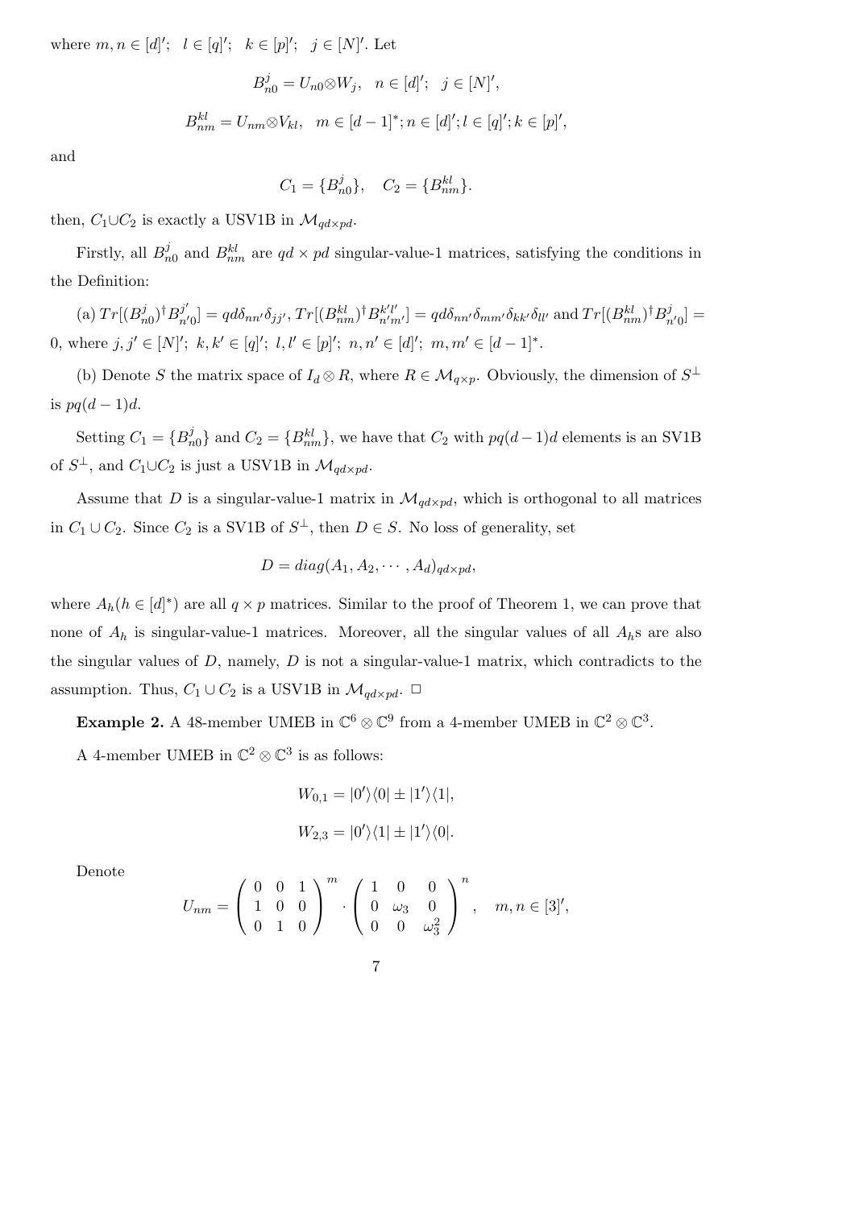where $m, n \in [d]'$; $l \in [q]'$; $k \in [p]'$; $j \in [N]'$. Let

$$B_{n0}^{j} = U_{n0} \otimes W_j, \quad n \in [d]'; \;\; j \in [N]',$$

$$B_{nm}^{kl} = U_{nm} \otimes V_{kl}, \quad m \in [d-1]^*; n \in [d]'; l \in [q]'; k \in [p]',$$

and

$$C_1 = \{B_{n0}^{j}\}, \quad C_2 = \{B_{nm}^{kl}\}.$$

then, $C_1 \cup C_2$ is exactly a USV1B in $\mathcal{M}_{qd \times pd}$.

Firstly, all $B_{n0}^{j}$ and $B_{nm}^{kl}$ are $qd \times pd$ singular-value-1 matrices, satisfying the conditions in the Definition:

(a) $Tr[(B_{n0}^{j})^{\dagger} B_{n'0}^{j'}] = qd\delta_{nn'}\delta_{jj'}$, $Tr[(B_{nm}^{kl})^{\dagger} B_{n'm'}^{k'l'}] = qd\delta_{nn'}\delta_{mm'}\delta_{kk'}\delta_{ll'}$ and $Tr[(B_{nm}^{kl})^{\dagger} B_{n'0}^{j}] = 0$, where $j, j' \in [N]'$; $k, k' \in [q]'$; $l, l' \in [p]'$; $n, n' \in [d]'$; $m, m' \in [d-1]^*$.

(b) Denote $S$ the matrix space of $I_d \otimes R$, where $R \in \mathcal{M}_{q \times p}$. Obviously, the dimension of $S^{\perp}$ is $pq(d-1)d$.

Setting $C_1 = \{B_{n0}^{j}\}$ and $C_2 = \{B_{nm}^{kl}\}$, we have that $C_2$ with $pq(d-1)d$ elements is an SV1B of $S^{\perp}$, and $C_1 \cup C_2$ is just a USV1B in $\mathcal{M}_{qd \times pd}$.

Assume that $D$ is a singular-value-1 matrix in $\mathcal{M}_{qd \times pd}$, which is orthogonal to all matrices in $C_1 \cup C_2$. Since $C_2$ is a SV1B of $S^{\perp}$, then $D \in S$. No loss of generality, set

$$D = diag(A_1, A_2, \cdots, A_d)_{qd \times pd},$$

where $A_h (h \in [d]^*)$ are all $q \times p$ matrices. Similar to the proof of Theorem 1, we can prove that none of $A_h$ is singular-value-1 matrices. Moreover, all the singular values of all $A_h$s are also the singular values of $D$, namely, $D$ is not a singular-value-1 matrix, which contradicts to the assumption. Thus, $C_1 \cup C_2$ is a USV1B in $\mathcal{M}_{qd \times pd}$. □

**Example 2.** A 48-member UMEB in $\mathbb{C}^6 \otimes \mathbb{C}^9$ from a 4-member UMEB in $\mathbb{C}^2 \otimes \mathbb{C}^3$.

A 4-member UMEB in $\mathbb{C}^2 \otimes \mathbb{C}^3$ is as follows:

$$W_{0,1} = |0'\rangle\langle 0| \pm |1'\rangle\langle 1|,$$

$$W_{2,3} = |0'\rangle\langle 1| \pm |1'\rangle\langle 0|.$$

Denote

$$U_{nm} = \begin{pmatrix} 0 & 0 & 1 \\ 1 & 0 & 0 \\ 0 & 1 & 0 \end{pmatrix}^m \cdot \begin{pmatrix} 1 & 0 & 0 \\ 0 & \omega_3 & 0 \\ 0 & 0 & \omega_3^2 \end{pmatrix}^n, \quad m, n \in [3]',$$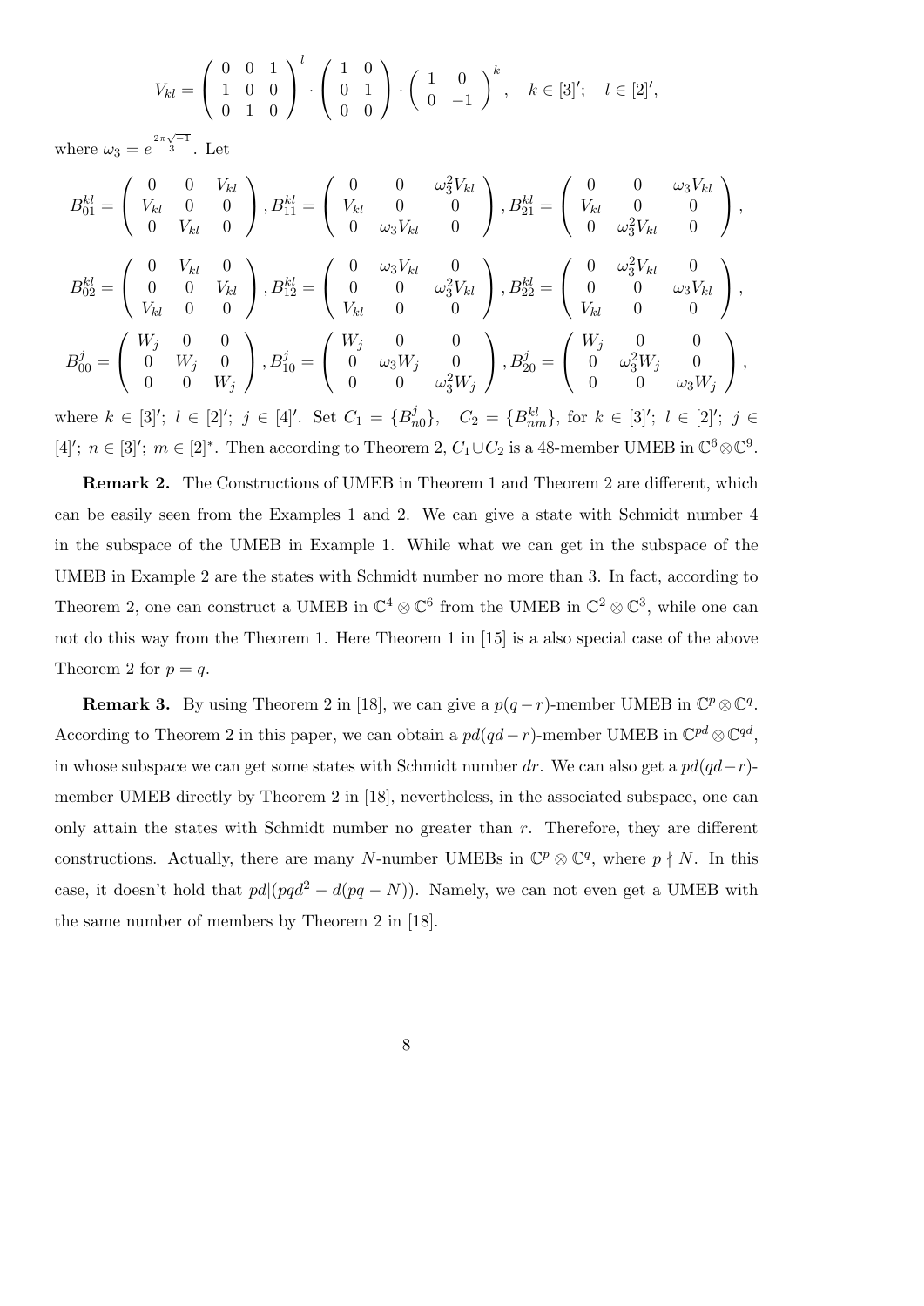$$V_{kl} = \left( \begin{array}{ccc} 0 & 0 & 1 \\ 1 & 0 & 0 \\ 0 & 1 & 0 \end{array} \right)^l \cdot \left( \begin{array}{cc} 1 & 0 \\ 0 & 1 \\ 0 & 0 \end{array} \right) \cdot \left( \begin{array}{cc} 1 & 0 \\ 0 & -1 \end{array} \right)^k, \quad k \in [3]'; \quad l \in [2]',$$

where $\omega_3 = e^{\frac{2\pi\sqrt{-1}}{3}}$. Let

$$B_{01}^{kl} = \left( \begin{array}{ccc} 0 & 0 & V_{kl} \\ V_{kl} & 0 & 0 \\ 0 & V_{kl} & 0 \end{array} \right), B_{11}^{kl} = \left( \begin{array}{ccc} 0 & 0 & \omega_3^2 V_{kl} \\ V_{kl} & 0 & 0 \\ 0 & \omega_3 V_{kl} & 0 \end{array} \right), B_{21}^{kl} = \left( \begin{array}{ccc} 0 & 0 & \omega_3 V_{kl} \\ V_{kl} & 0 & 0 \\ 0 & \omega_3^2 V_{kl} & 0 \end{array} \right),$$

$$B_{02}^{kl} = \left( \begin{array}{ccc} 0 & V_{kl} & 0 \\ 0 & 0 & V_{kl} \\ V_{kl} & 0 & 0 \end{array} \right), B_{12}^{kl} = \left( \begin{array}{ccc} 0 & \omega_3 V_{kl} & 0 \\ 0 & 0 & \omega_3^2 V_{kl} \\ V_{kl} & 0 & 0 \end{array} \right), B_{22}^{kl} = \left( \begin{array}{ccc} 0 & \omega_3^2 V_{kl} & 0 \\ 0 & 0 & \omega_3 V_{kl} \\ V_{kl} & 0 & 0 \end{array} \right),$$

$$B_{00}^{j} = \left( \begin{array}{ccc} W_j & 0 & 0 \\ 0 & W_j & 0 \\ 0 & 0 & W_j \end{array} \right), B_{10}^{j} = \left( \begin{array}{ccc} W_j & 0 & 0 \\ 0 & \omega_3 W_j & 0 \\ 0 & 0 & \omega_3^2 W_j \end{array} \right), B_{20}^{j} = \left( \begin{array}{ccc} W_j & 0 & 0 \\ 0 & \omega_3^2 W_j & 0 \\ 0 & 0 & \omega_3 W_j \end{array} \right),$$

where $k \in [3]'$; $l \in [2]'$; $j \in [4]'$. Set $C_1 = \{B_{n0}^j\}$, $C_2 = \{B_{nm}^{kl}\}$, for $k \in [3]'$; $l \in [2]'$; $j \in [4]'$; $n \in [3]'$; $m \in [2]^*$. Then according to Theorem 2, $C_1 \cup C_2$ is a 48-member UMEB in $\mathbb{C}^6 \otimes \mathbb{C}^9$.

**Remark 2.** The Constructions of UMEB in Theorem 1 and Theorem 2 are different, which can be easily seen from the Examples 1 and 2. We can give a state with Schmidt number 4 in the subspace of the UMEB in Example 1. While what we can get in the subspace of the UMEB in Example 2 are the states with Schmidt number no more than 3. In fact, according to Theorem 2, one can construct a UMEB in $\mathbb{C}^4 \otimes \mathbb{C}^6$ from the UMEB in $\mathbb{C}^2 \otimes \mathbb{C}^3$, while one can not do this way from the Theorem 1. Here Theorem 1 in [15] is a also special case of the above Theorem 2 for $p = q$.

**Remark 3.** By using Theorem 2 in [18], we can give a $p(q-r)$-member UMEB in $\mathbb{C}^p \otimes \mathbb{C}^q$. According to Theorem 2 in this paper, we can obtain a $pd(qd-r)$-member UMEB in $\mathbb{C}^{pd} \otimes \mathbb{C}^{qd}$, in whose subspace we can get some states with Schmidt number $dr$. We can also get a $pd(qd-r)$-member UMEB directly by Theorem 2 in [18], nevertheless, in the associated subspace, one can only attain the states with Schmidt number no greater than $r$. Therefore, they are different constructions. Actually, there are many $N$-number UMEBs in $\mathbb{C}^p \otimes \mathbb{C}^q$, where $p \nmid N$. In this case, it doesn't hold that $pd | (pqd^2 - d(pq-N))$. Namely, we can not even get a UMEB with the same number of members by Theorem 2 in [18].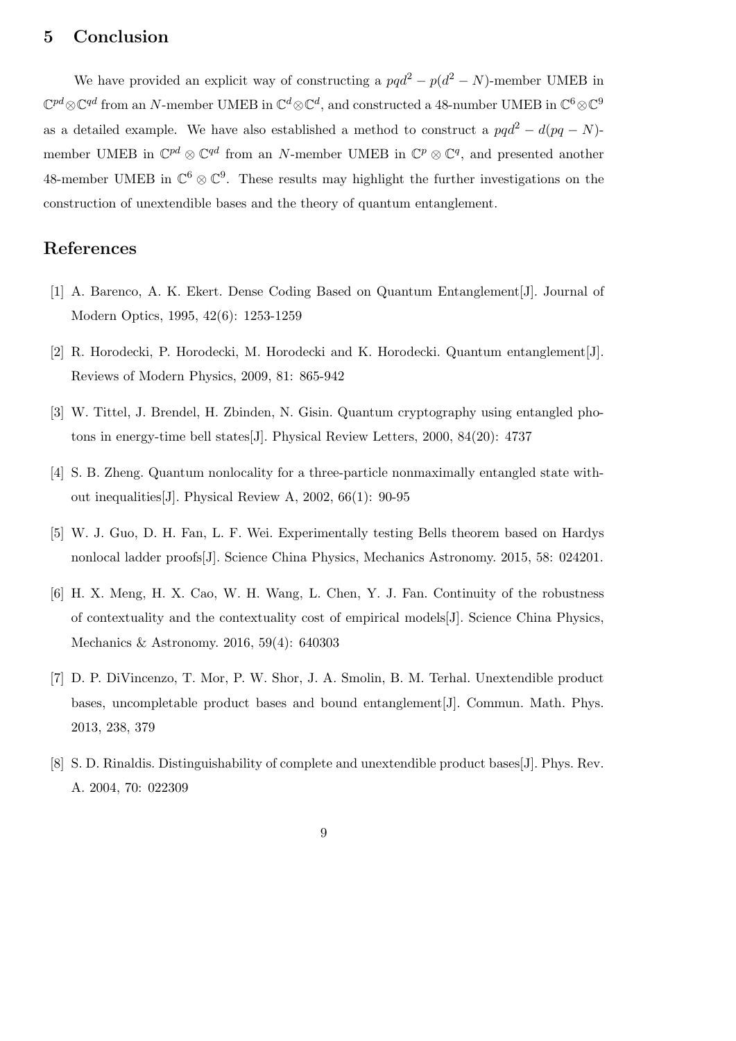## 5 Conclusion

We have provided an explicit way of constructing a $pqd^2 - p(d^2 - N)$-member UMEB in $\mathbb{C}^{pd} \otimes \mathbb{C}^{qd}$ from an $N$-member UMEB in $\mathbb{C}^{d} \otimes \mathbb{C}^{d}$, and constructed a 48-number UMEB in $\mathbb{C}^{6} \otimes \mathbb{C}^{9}$ as a detailed example. We have also established a method to construct a $pqd^2 - d(pq - N)$-member UMEB in $\mathbb{C}^{pd} \otimes \mathbb{C}^{qd}$ from an $N$-member UMEB in $\mathbb{C}^{p} \otimes \mathbb{C}^{q}$, and presented another 48-member UMEB in $\mathbb{C}^{6} \otimes \mathbb{C}^{9}$. These results may highlight the further investigations on the construction of unextendible bases and the theory of quantum entanglement.

## References

[1] A. Barenco, A. K. Ekert. Dense Coding Based on Quantum Entanglement[J]. Journal of Modern Optics, 1995, 42(6): 1253-1259

[2] R. Horodecki, P. Horodecki, M. Horodecki and K. Horodecki. Quantum entanglement[J]. Reviews of Modern Physics, 2009, 81: 865-942

[3] W. Tittel, J. Brendel, H. Zbinden, N. Gisin. Quantum cryptography using entangled photons in energy-time bell states[J]. Physical Review Letters, 2000, 84(20): 4737

[4] S. B. Zheng. Quantum nonlocality for a three-particle nonmaximally entangled state without inequalities[J]. Physical Review A, 2002, 66(1): 90-95

[5] W. J. Guo, D. H. Fan, L. F. Wei. Experimentally testing Bells theorem based on Hardys nonlocal ladder proofs[J]. Science China Physics, Mechanics Astronomy. 2015, 58: 024201.

[6] H. X. Meng, H. X. Cao, W. H. Wang, L. Chen, Y. J. Fan. Continuity of the robustness of contextuality and the contextuality cost of empirical models[J]. Science China Physics, Mechanics & Astronomy. 2016, 59(4): 640303

[7] D. P. DiVincenzo, T. Mor, P. W. Shor, J. A. Smolin, B. M. Terhal. Unextendible product bases, uncompletable product bases and bound entanglement[J]. Commun. Math. Phys. 2013, 238, 379

[8] S. D. Rinaldis. Distinguishability of complete and unextendible product bases[J]. Phys. Rev. A. 2004, 70: 022309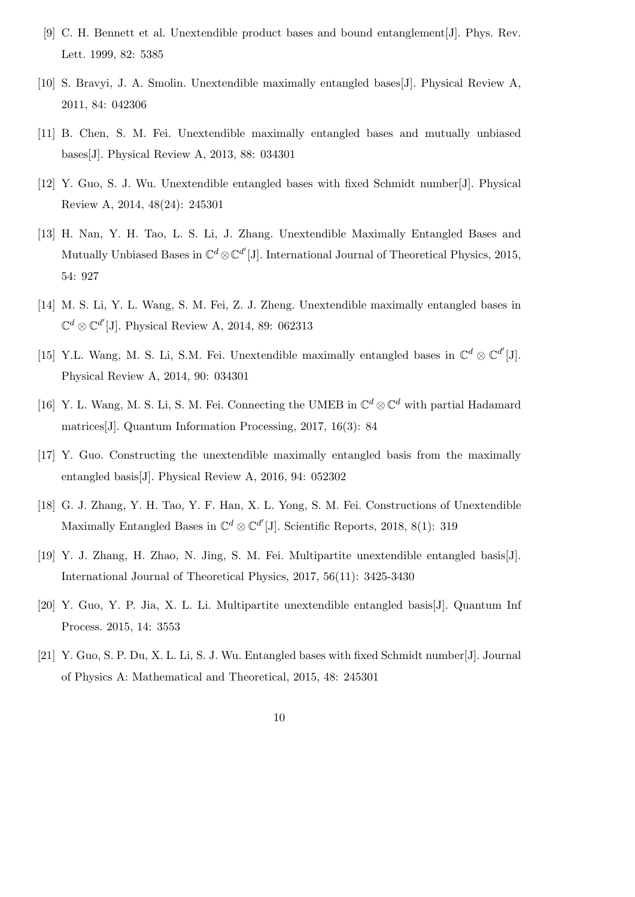[9] C. H. Bennett et al. Unextendible product bases and bound entanglement[J]. Phys. Rev. Lett. 1999, 82: 5385

[10] S. Bravyi, J. A. Smolin. Unextendible maximally entangled bases[J]. Physical Review A, 2011, 84: 042306

[11] B. Chen, S. M. Fei. Unextendible maximally entangled bases and mutually unbiased bases[J]. Physical Review A, 2013, 88: 034301

[12] Y. Guo, S. J. Wu. Unextendible entangled bases with fixed Schmidt number[J]. Physical Review A, 2014, 48(24): 245301

[13] H. Nan, Y. H. Tao, L. S. Li, J. Zhang. Unextendible Maximally Entangled Bases and Mutually Unbiased Bases in $\mathbb{C}^d \otimes \mathbb{C}^{d'}$[J]. International Journal of Theoretical Physics, 2015, 54: 927

[14] M. S. Li, Y. L. Wang, S. M. Fei, Z. J. Zheng. Unextendible maximally entangled bases in $\mathbb{C}^d \otimes \mathbb{C}^{d'}$[J]. Physical Review A, 2014, 89: 062313

[15] Y.L. Wang, M. S. Li, S.M. Fei. Unextendible maximally entangled bases in $\mathbb{C}^d \otimes \mathbb{C}^{d'}$[J]. Physical Review A, 2014, 90: 034301

[16] Y. L. Wang, M. S. Li, S. M. Fei. Connecting the UMEB in $\mathbb{C}^d \otimes \mathbb{C}^d$ with partial Hadamard matrices[J]. Quantum Information Processing, 2017, 16(3): 84

[17] Y. Guo. Constructing the unextendible maximally entangled basis from the maximally entangled basis[J]. Physical Review A, 2016, 94: 052302

[18] G. J. Zhang, Y. H. Tao, Y. F. Han, X. L. Yong, S. M. Fei. Constructions of Unextendible Maximally Entangled Bases in $\mathbb{C}^d \otimes \mathbb{C}^{d'}$[J]. Scientific Reports, 2018, 8(1): 319

[19] Y. J. Zhang, H. Zhao, N. Jing, S. M. Fei. Multipartite unextendible entangled basis[J]. International Journal of Theoretical Physics, 2017, 56(11): 3425-3430

[20] Y. Guo, Y. P. Jia, X. L. Li. Multipartite unextendible entangled basis[J]. Quantum Inf Process. 2015, 14: 3553

[21] Y. Guo, S. P. Du, X. L. Li, S. J. Wu. Entangled bases with fixed Schmidt number[J]. Journal of Physics A: Mathematical and Theoretical, 2015, 48: 245301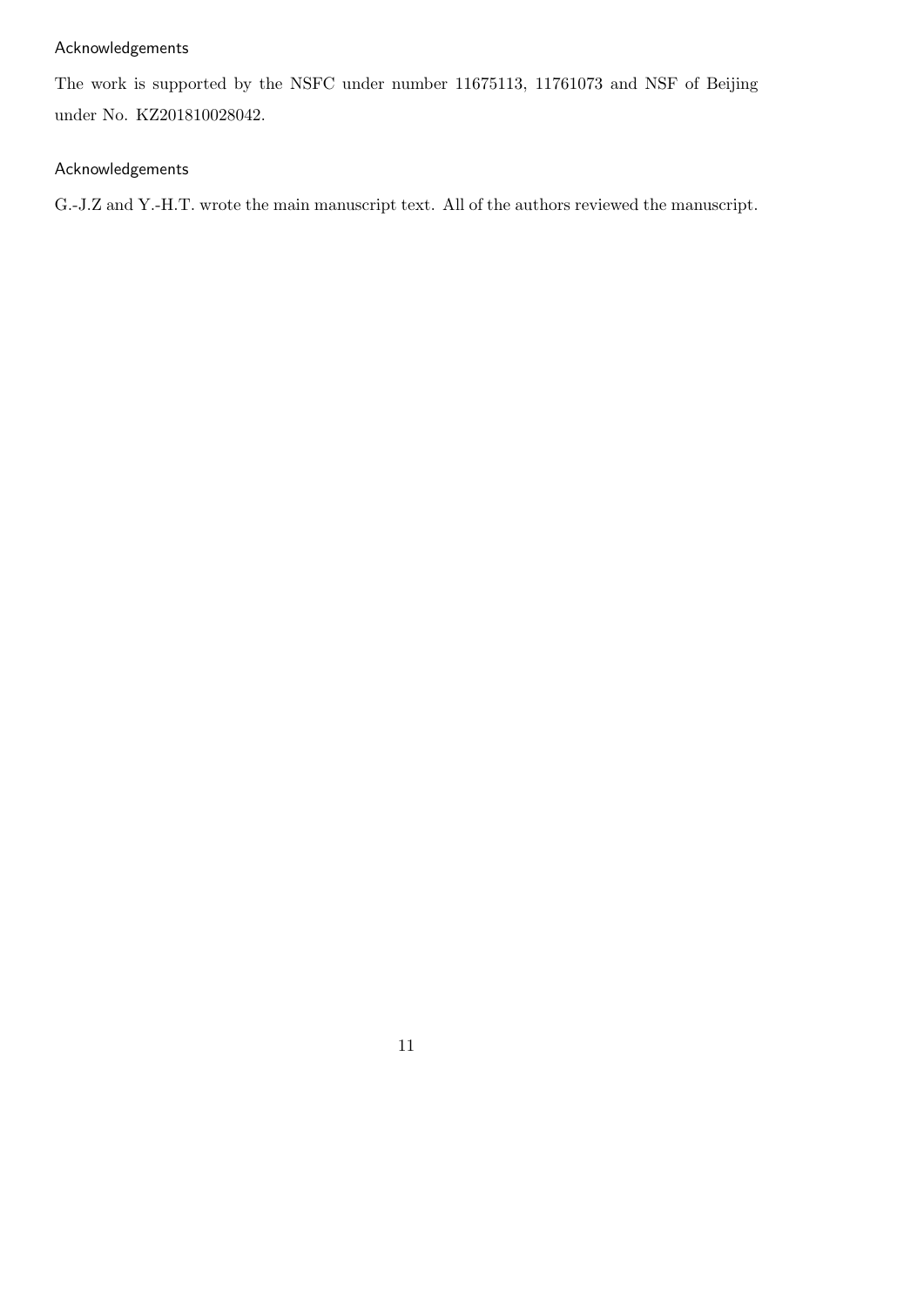## Acknowledgements

The work is supported by the NSFC under number 11675113, 11761073 and NSF of Beijing under No. KZ201810028042.

## Acknowledgements

G.-J.Z and Y.-H.T. wrote the main manuscript text. All of the authors reviewed the manuscript.